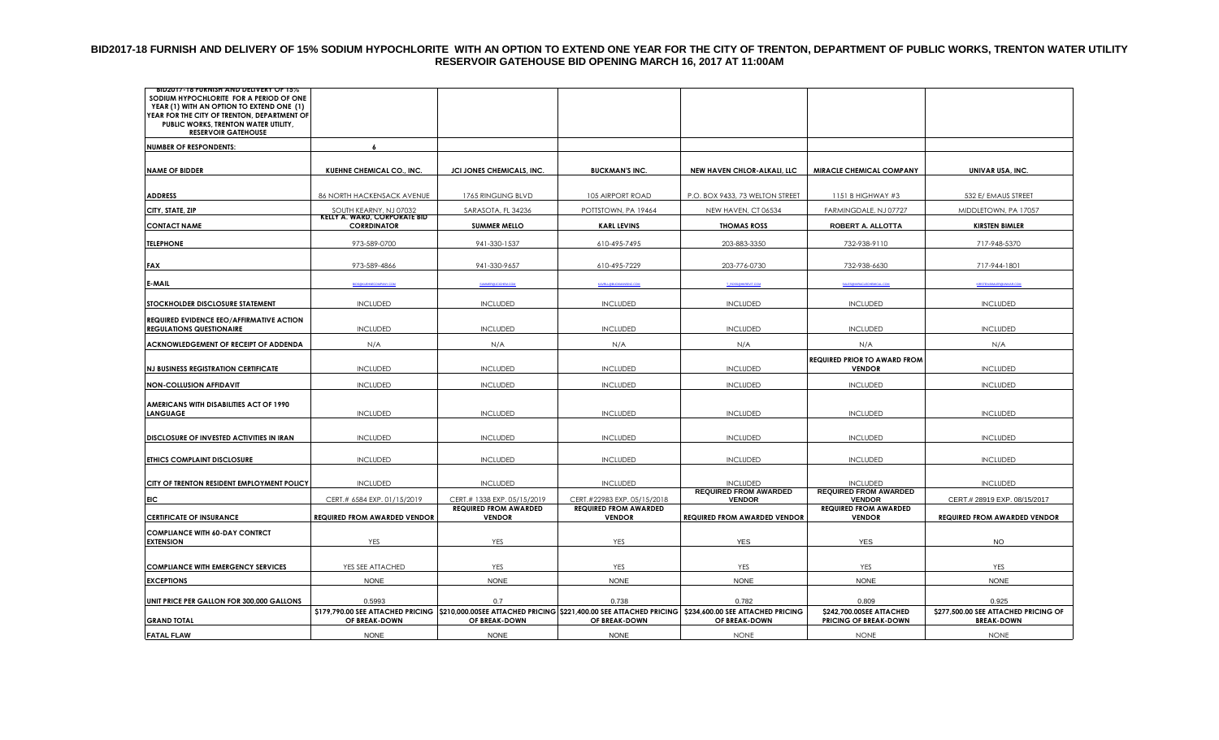# BID2017-18 FURNISH AND DELIVERY OF 15% SODIUM HYPOCHLORITE WITH AN OPTION TO EXTEND ONE YEAR FOR THE CITY OF TRENTON, DEPARTMENT OF PUBLIC WORKS, TRENTON WATER UTILITY RESERVOIR GATEHOUSE BID OPENING MARCH 16, 2017 AT 11:00AM

| BID2017-18 FURNISH AND DELIVERY OF 15% SODIUM HYPOCHLORITE FOR A PERIOD OF ONE YEAR (1) WITH AN OPTION TO EXTEND ONE (1) YEAR FOR THE CITY OF TRENTON, DEPARTMENT OF PUBLIC WORKS, TRENTON WATER UTILITY, RESERVOIR GATEHOUSE | | | | | | |
|---|---|---|---|---|---|---|
| NUMBER OF RESPONDENTS: | 6 | | | | | |
| NAME OF BIDDER | KUEHNE CHEMICAL CO., INC. | JCI JONES CHEMICALS, INC. | BUCKMAN'S INC. | NEW HAVEN CHLOR-ALKALI, LLC | MIRACLE CHEMICAL COMPANY | UNIVAR USA, INC. |
| ADDRESS | 86 NORTH HACKENSACK AVENUE | 1765 RINGLING BLVD | 105 AIRPORT ROAD | P.O. BOX 9433, 73 WELTON STREET | 1151 B HIGHWAY #3 | 532 E/ EMAUS STREET |
| CITY, STATE, ZIP | SOUTH KEARNY, NJ 07032 | SARASOTA, FL 34236 | POTTSTOWN, PA 19464 | NEW HAVEN, CT 06534 | FARMINGDALE, NJ 07727 | MIDDLETOWN, PA 17057 |
| CONTACT NAME | KELLY A. WARD, CORPORATE BID CORRDINATOR | SUMMER MELLO | KARL LEVINS | THOMAS ROSS | ROBERT A. ALLOTTA | KIRSTEN BIMLER |
| TELEPHONE | 973-589-0700 | 941-330-1537 | 610-495-7495 | 203-883-3350 | 732-938-9110 | 717-948-5370 |
| FAX | 973-589-4866 | 941-330-9657 | 610-495-7229 | 203-776-0730 | 732-938-6630 | 717-944-1801 |
| E-MAIL | | | | | | |
| STOCKHOLDER DISCLOSURE STATEMENT | INCLUDED | INCLUDED | INCLUDED | INCLUDED | INCLUDED | INCLUDED |
| REQUIRED EVIDENCE EEO/AFFIRMATIVE ACTION REGULATIONS QUESTIONAIRE | INCLUDED | INCLUDED | INCLUDED | INCLUDED | INCLUDED | INCLUDED |
| ACKNOWLEDGEMENT OF RECEIPT OF ADDENDA | N/A | N/A | N/A | N/A | N/A | N/A |
| NJ BUSINESS REGISTRATION CERTIFICATE | INCLUDED | INCLUDED | INCLUDED | INCLUDED | REQUIRED PRIOR TO AWARD FROM VENDOR | INCLUDED |
| NON-COLLUSION AFFIDAVIT | INCLUDED | INCLUDED | INCLUDED | INCLUDED | INCLUDED | INCLUDED |
| AMERICANS WITH DISABILITIES ACT OF 1990 LANGUAGE | INCLUDED | INCLUDED | INCLUDED | INCLUDED | INCLUDED | INCLUDED |
| DISCLOSURE OF INVESTED ACTIVITIES IN IRAN | INCLUDED | INCLUDED | INCLUDED | INCLUDED | INCLUDED | INCLUDED |
| ETHICS COMPLAINT DISCLOSURE | INCLUDED | INCLUDED | INCLUDED | INCLUDED | INCLUDED | INCLUDED |
| CITY OF TRENTON RESIDENT EMPLOYMENT POLICY | INCLUDED | INCLUDED | INCLUDED | INCLUDED | INCLUDED | INCLUDED |
| EIC | CERT.# 6584 EXP. 01/15/2019 | CERT.# 1338 EXP. 05/15/2019 | CERT.#22983 EXP. 05/15/2018 | REQUIRED FROM AWARDED VENDOR | REQUIRED FROM AWARDED VENDOR | CERT.# 28919 EXP. 08/15/2017 |
| CERTIFICATE OF INSURANCE | REQUIRED FROM AWARDED VENDOR | REQUIRED FROM AWARDED VENDOR | REQUIRED FROM AWARDED VENDOR | REQUIRED FROM AWARDED VENDOR | REQUIRED FROM AWARDED VENDOR | REQUIRED FROM AWARDED VENDOR |
| COMPLIANCE WITH 60-DAY CONTRCT EXTENSION | YES | YES | YES | YES | YES | NO |
| COMPLIANCE WITH EMERGENCY SERVICES | YES SEE ATTACHED | YES | YES | YES | YES | YES |
| EXCEPTIONS | NONE | NONE | NONE | NONE | NONE | NONE |
| UNIT PRICE PER GALLON FOR 300,000 GALLONS | 0.5993 | 0.7 | 0.738 | 0.782 | 0.809 | 0.925 |
| GRAND TOTAL | $179,790.00 SEE ATTACHED PRICING OF BREAK-DOWN | $210,000.00SEE ATTACHED PRICING OF BREAK-DOWN | $221,400.00 SEE ATTACHED PRICING OF BREAK-DOWN | $234,600.00 SEE ATTACHED PRICING OF BREAK-DOWN | $242,700.00SEE ATTACHED PRICING OF BREAK-DOWN | $277,500.00 SEE ATTACHED PRICING OF BREAK-DOWN |
| FATAL FLAW | NONE | NONE | NONE | NONE | NONE | NONE |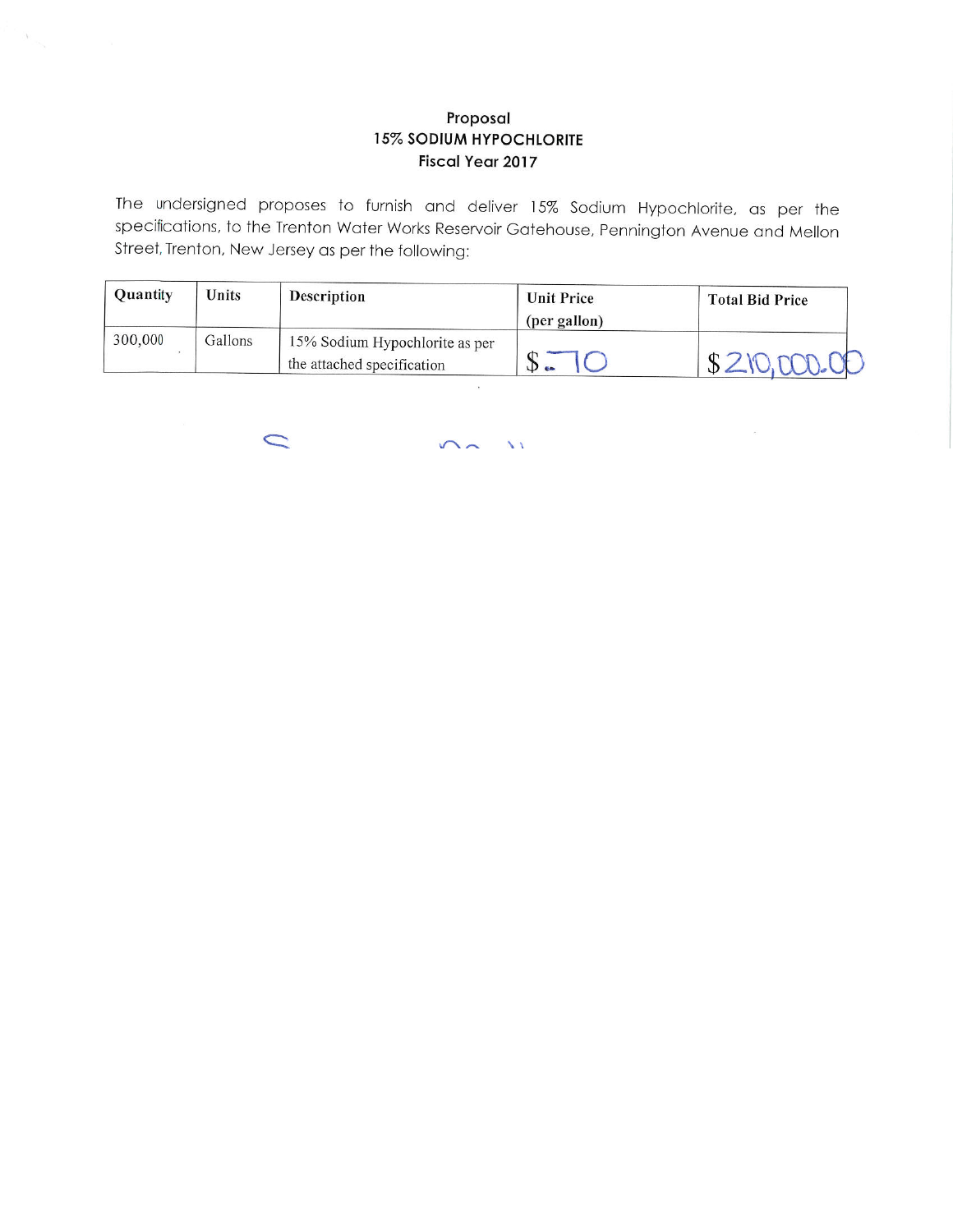Proposal
15% SODIUM HYPOCHLORITE
Fiscal Year 2017

The undersigned proposes to furnish and deliver 15% Sodium Hypochlorite, as per the specifications, to the Trenton Water Works Reservoir Gatehouse, Pennington Avenue and Mellon Street, Trenton, New Jersey as per the following:

| Quantity | Units | Description | Unit Price (per gallon) | Total Bid Price |
|---|---|---|---|---|
| 300,000 | Gallons | 15% Sodium Hypochlorite as per the attached specification | $.70 | $210,000.00 |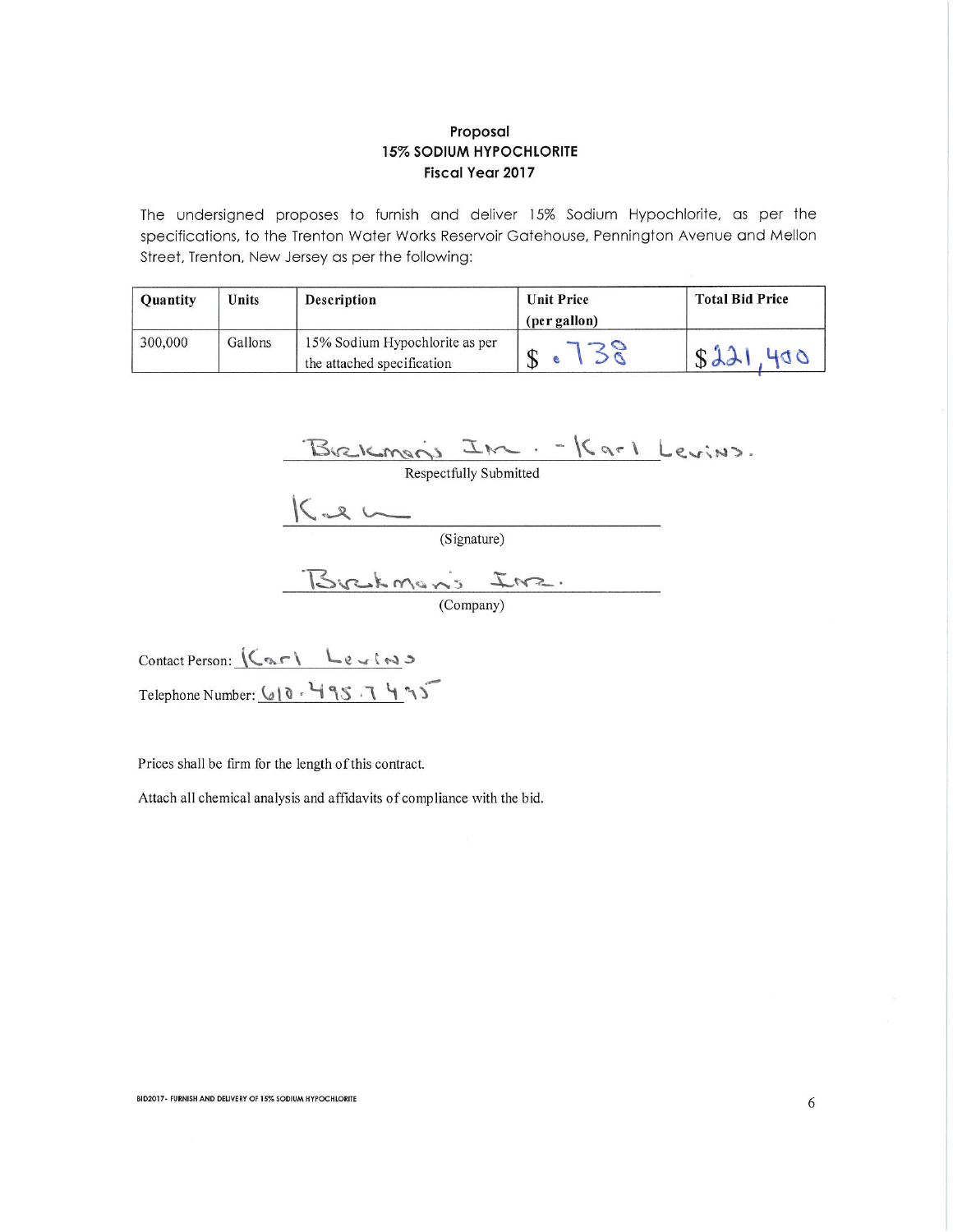**Proposal**
**15% SODIUM HYPOCHLORITE**
**Fiscal Year 2017**

The undersigned proposes to furnish and deliver 15% Sodium Hypochlorite, as per the specifications, to the Trenton Water Works Reservoir Gatehouse, Pennington Avenue and Mellon Street, Trenton, New Jersey as per the following:

| Quantity | Units | Description | Unit Price (per gallon) | Total Bid Price |
|---|---|---|---|---|
| 300,000 | Gallons | 15% Sodium Hypochlorite as per the attached specification | $ .738 | $221,400 |

Brenkman's Inc. - Karl Levins.
Respectfully Submitted

Karl
(Signature)

Brenkman's Inc.
(Company)

Contact Person: Karl Levins

Telephone Number: 610-495-7495

Prices shall be firm for the length of this contract.

Attach all chemical analysis and affidavits of compliance with the bid.

BID2017- FURNISH AND DELIVERY OF 15% SODIUM HYPOCHLORITE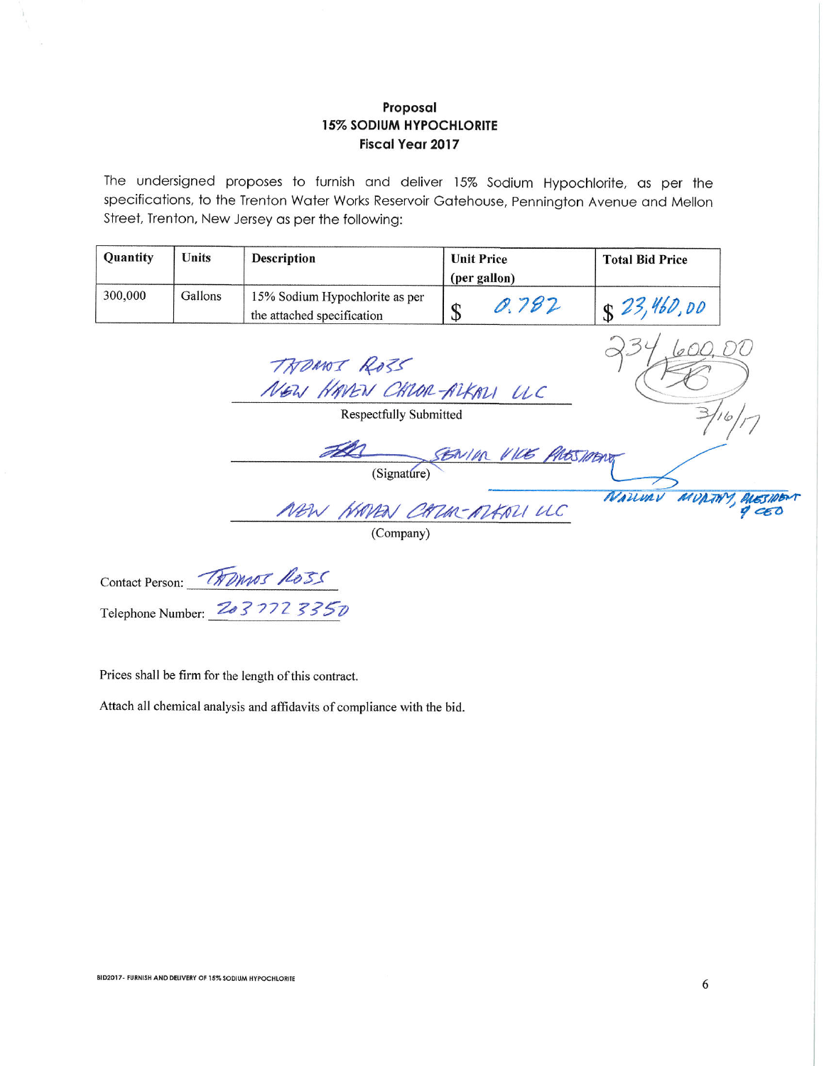**Proposal**
**15% SODIUM HYPOCHLORITE**
**Fiscal Year 2017**

The undersigned proposes to furnish and deliver 15% Sodium Hypochlorite, as per the specifications, to the Trenton Water Works Reservoir Gatehouse, Pennington Avenue and Mellon Street, Trenton, New Jersey as per the following:

| Quantity | Units | Description | Unit Price (per gallon) | Total Bid Price |
|---|---|---|---|---|
| 300,000 | Gallons | 15% Sodium Hypochlorite as per the attached specification | $ 0.782 | $ 23,460.00 |

234,600.00

KB

3/16/17

THOMAS ROSS
NEW HAVEN CHLOR-ALKALI LLC

Respectfully Submitted

SENIOR VICE PRESIDENT

(Signature)

NATHAN MURPHY, PRESIDENT & CEO

NEW HAVEN CHLOR-ALKALI LLC

(Company)

Contact Person: THOMAS ROSS

Telephone Number: 203 772 3350

Prices shall be firm for the length of this contract.

Attach all chemical analysis and affidavits of compliance with the bid.

BID2017- FURNISH AND DELIVERY OF 15% SODIUM HYPOCHLORITE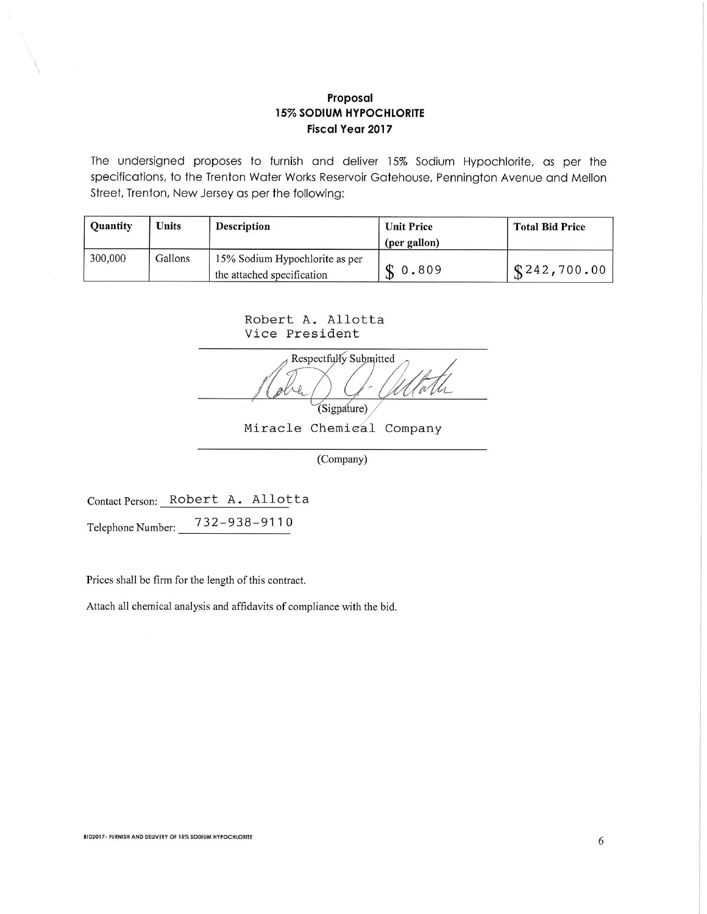**Proposal**
**15% SODIUM HYPOCHLORITE**
**Fiscal Year 2017**

The undersigned proposes to furnish and deliver 15% Sodium Hypochlorite, as per the specifications, to the Trenton Water Works Reservoir Gatehouse, Pennington Avenue and Mellon Street, Trenton, New Jersey as per the following:

| Quantity | Units | Description | Unit Price (per gallon) | Total Bid Price |
|---|---|---|---|---|
| 300,000 | Gallons | 15% Sodium Hypochlorite as per the attached specification | $ 0.809 | $242,700.00 |

Robert A. Allotta
Vice President

Respectfully Submitted

(Signature)

Miracle Chemical Company

(Company)

Contact Person: Robert A. Allotta

Telephone Number: 732-938-9110

Prices shall be firm for the length of this contract.

Attach all chemical analysis and affidavits of compliance with the bid.

BID2017- FURNISH AND DELIVERY OF 15% SODIUM HYPOCHLORITE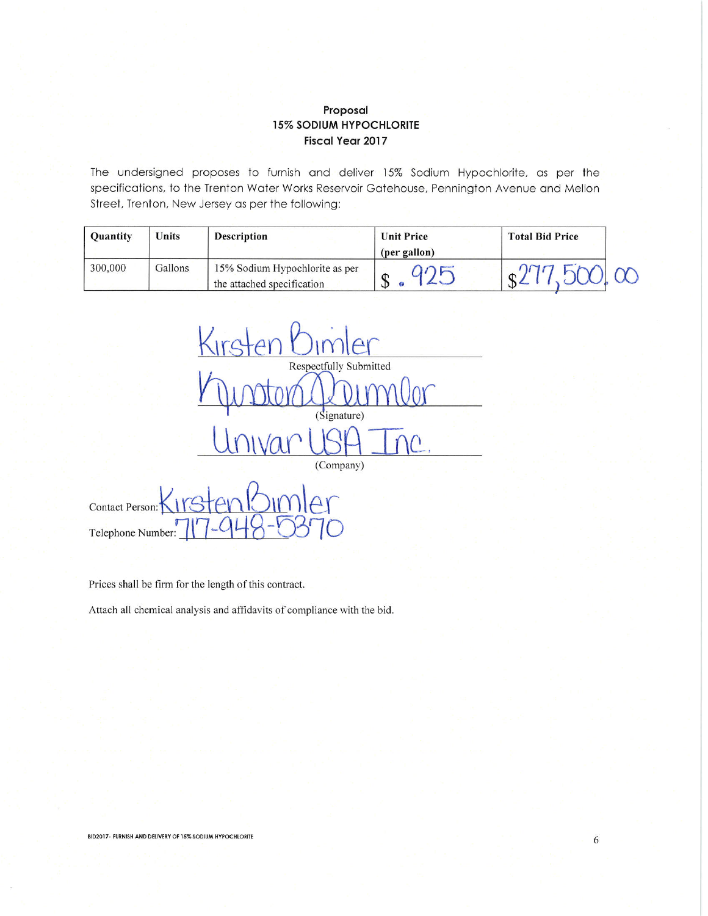**Proposal**
**15% SODIUM HYPOCHLORITE**
**Fiscal Year 2017**

The undersigned proposes to furnish and deliver 15% Sodium Hypochlorite, as per the specifications, to the Trenton Water Works Reservoir Gatehouse, Pennington Avenue and Mellon Street, Trenton, New Jersey as per the following:

| Quantity | Units | Description | Unit Price (per gallon) | Total Bid Price |
|---|---|---|---|---|
| 300,000 | Gallons | 15% Sodium Hypochlorite as per the attached specification | $ .925 | $277,500.00 |

Kirsten Bimler
Respectfully Submitted

Kirsten Bimler
(Signature)

Univar USA Inc.
(Company)

Contact Person: Kirsten Bimler

Telephone Number: 717-948-5370

Prices shall be firm for the length of this contract.

Attach all chemical analysis and affidavits of compliance with the bid.

BID2017- FURNISH AND DELIVERY OF 15% SODIUM HYPOCHLORITE